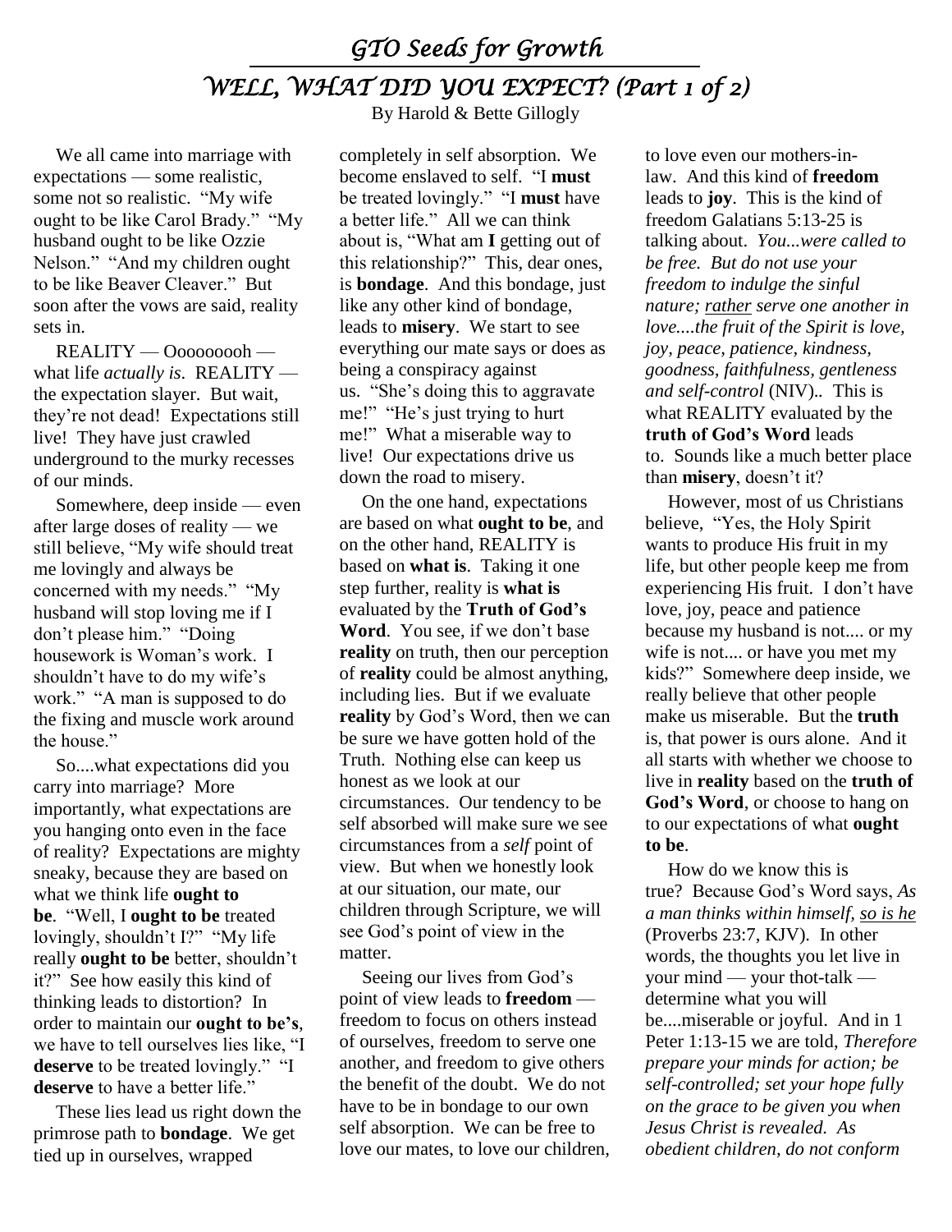# *GTO Seeds for Growth*

## *WELL, WHAT DID YOU EXPECT? (Part 1 of 2)*

By Harold & Bette Gillogly

We all came into marriage with expectations — some realistic, some not so realistic. "My wife ought to be like Carol Brady." "My husband ought to be like Ozzie Nelson." "And my children ought to be like Beaver Cleaver." But soon after the vows are said, reality sets in.

REALITY — Oooooooooh — what life *actually is*. REALITY — the expectation slayer. But wait, they're not dead! Expectations still live! They have just crawled underground to the murky recesses of our minds.

Somewhere, deep inside — even after large doses of reality — we still believe, "My wife should treat me lovingly and always be concerned with my needs." "My husband will stop loving me if I don't please him." "Doing housework is Woman's work. I shouldn't have to do my wife's work." "A man is supposed to do the fixing and muscle work around the house."

So....what expectations did you carry into marriage? More importantly, what expectations are you hanging onto even in the face of reality? Expectations are mighty sneaky, because they are based on what we think life **ought to be**. "Well, I **ought to be** treated lovingly, shouldn't I?" "My life really **ought to be** better, shouldn't it?" See how easily this kind of thinking leads to distortion? In order to maintain our **ought to be's**, we have to tell ourselves lies like, "I **deserve** to be treated lovingly." "I **deserve** to have a better life."

These lies lead us right down the primrose path to **bondage**. We get tied up in ourselves, wrapped completely in self absorption. We become enslaved to self. "I **must** be treated lovingly." "I **must** have a better life." All we can think about is, "What am **I** getting out of this relationship?" This, dear ones, is **bondage**. And this bondage, just like any other kind of bondage, leads to **misery**. We start to see everything our mate says or does as being a conspiracy against us. "She's doing this to aggravate me!" "He's just trying to hurt me!" What a miserable way to live! Our expectations drive us down the road to misery.

On the one hand, expectations are based on what **ought to be**, and on the other hand, REALITY is based on **what is**. Taking it one step further, reality is **what is** evaluated by the **Truth of God's Word**. You see, if we don't base **reality** on truth, then our perception of **reality** could be almost anything, including lies. But if we evaluate **reality** by God's Word, then we can be sure we have gotten hold of the Truth. Nothing else can keep us honest as we look at our circumstances. Our tendency to be self absorbed will make sure we see circumstances from a *self* point of view. But when we honestly look at our situation, our mate, our children through Scripture, we will see God's point of view in the matter.

Seeing our lives from God's point of view leads to **freedom** — freedom to focus on others instead of ourselves, freedom to serve one another, and freedom to give others the benefit of the doubt. We do not have to be in bondage to our own self absorption. We can be free to love our mates, to love our children, to love even our mothers-in-law. And this kind of **freedom** leads to **joy**. This is the kind of freedom Galatians 5:13-25 is talking about. *You...were called to be free. But do not use your freedom to indulge the sinful nature; <u>rather</u> serve one another in love....the fruit of the Spirit is love, joy, peace, patience, kindness, goodness, faithfulness, gentleness and self-control* (NIV).. This is what REALITY evaluated by the **truth of God's Word** leads to. Sounds like a much better place than **misery**, doesn't it?

However, most of us Christians believe, "Yes, the Holy Spirit wants to produce His fruit in my life, but other people keep me from experiencing His fruit. I don't have love, joy, peace and patience because my husband is not.... or my wife is not.... or have you met my kids?" Somewhere deep inside, we really believe that other people make us miserable. But the **truth** is, that power is ours alone. And it all starts with whether we choose to live in **reality** based on the **truth of God's Word**, or choose to hang on to our expectations of what **ought to be**.

How do we know this is true? Because God's Word says, *As a man thinks within himself, <u>so is he</u>* (Proverbs 23:7, KJV). In other words, the thoughts you let live in your mind — your thot-talk — determine what you will be....miserable or joyful. And in 1 Peter 1:13-15 we are told, *Therefore prepare your minds for action; be self-controlled; set your hope fully on the grace to be given you when Jesus Christ is revealed. As obedient children, do not conform*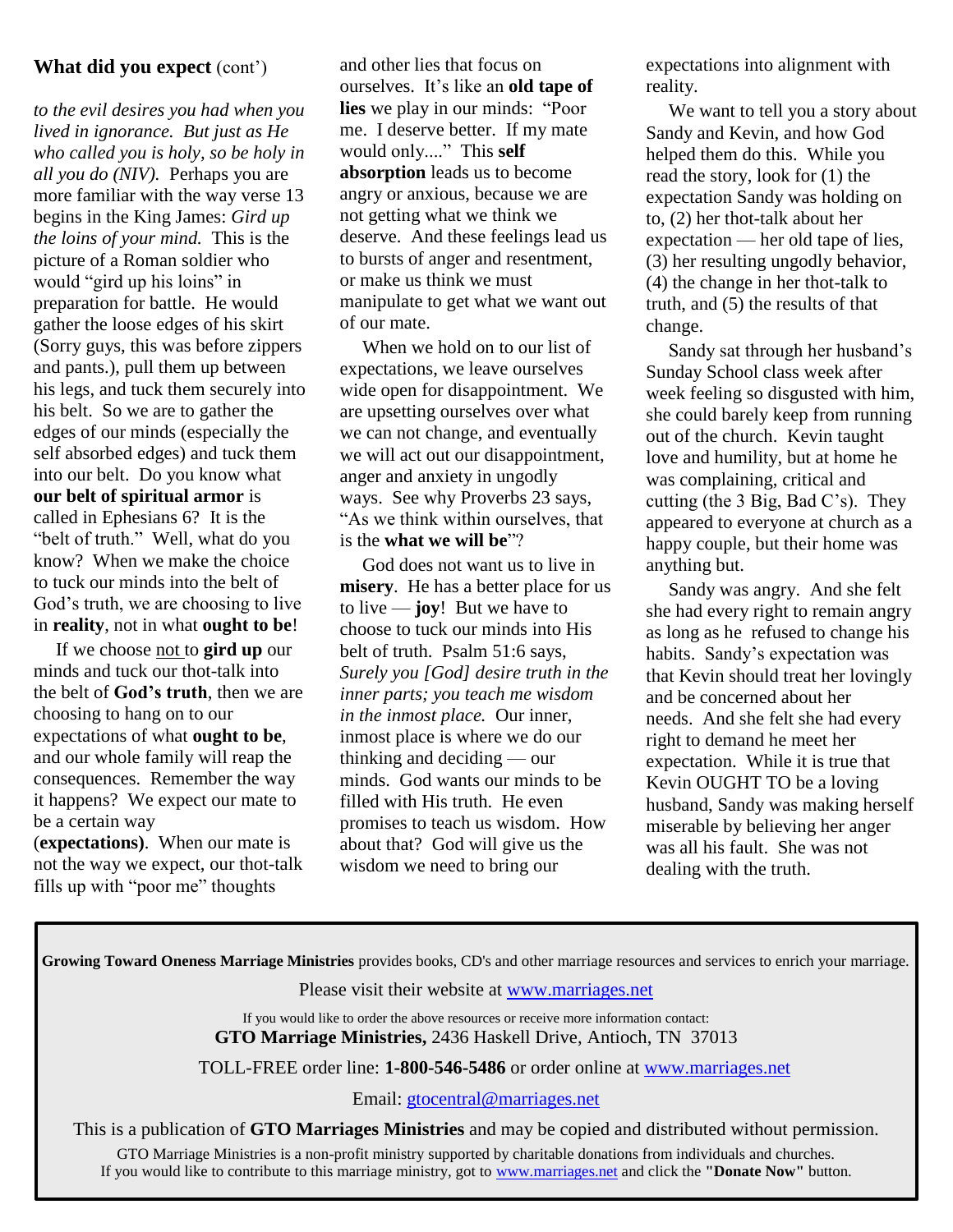## **What did you expect** (cont')

*to the evil desires you had when you lived in ignorance. But just as He who called you is holy, so be holy in all you do (NIV).* Perhaps you are more familiar with the way verse 13 begins in the King James: *Gird up the loins of your mind.* This is the picture of a Roman soldier who would "gird up his loins" in preparation for battle. He would gather the loose edges of his skirt (Sorry guys, this was before zippers and pants.), pull them up between his legs, and tuck them securely into his belt. So we are to gather the edges of our minds (especially the self absorbed edges) and tuck them into our belt. Do you know what **our belt of spiritual armor** is called in Ephesians 6? It is the "belt of truth." Well, what do you know? When we make the choice to tuck our minds into the belt of God's truth, we are choosing to live in **reality**, not in what **ought to be**!

If we choose not to **gird up** our minds and tuck our thot-talk into the belt of **God's truth**, then we are choosing to hang on to our expectations of what **ought to be**, and our whole family will reap the consequences. Remember the way it happens? We expect our mate to be a certain way (**expectations**). When our mate is not the way we expect, our thot-talk fills up with "poor me" thoughts and other lies that focus on ourselves. It's like an **old tape of lies** we play in our minds: "Poor me. I deserve better. If my mate would only...." This **self absorption** leads us to become angry or anxious, because we are not getting what we think we deserve. And these feelings lead us to bursts of anger and resentment, or make us think we must manipulate to get what we want out of our mate.

When we hold on to our list of expectations, we leave ourselves wide open for disappointment. We are upsetting ourselves over what we can not change, and eventually we will act out our disappointment, anger and anxiety in ungodly ways. See why Proverbs 23 says, "As we think within ourselves, that is the **what we will be**"?

God does not want us to live in **misery**. He has a better place for us to live — **joy**! But we have to choose to tuck our minds into His belt of truth. Psalm 51:6 says, *Surely you [God] desire truth in the inner parts; you teach me wisdom in the inmost place.* Our inner, inmost place is where we do our thinking and deciding — our minds. God wants our minds to be filled with His truth. He even promises to teach us wisdom. How about that? God will give us the wisdom we need to bring our expectations into alignment with reality.

We want to tell you a story about Sandy and Kevin, and how God helped them do this. While you read the story, look for (1) the expectation Sandy was holding on to, (2) her thot-talk about her expectation — her old tape of lies, (3) her resulting ungodly behavior, (4) the change in her thot-talk to truth, and (5) the results of that change.

Sandy sat through her husband's Sunday School class week after week feeling so disgusted with him, she could barely keep from running out of the church. Kevin taught love and humility, but at home he was complaining, critical and cutting (the 3 Big, Bad C's). They appeared to everyone at church as a happy couple, but their home was anything but.

Sandy was angry. And she felt she had every right to remain angry as long as he refused to change his habits. Sandy's expectation was that Kevin should treat her lovingly and be concerned about her needs. And she felt she had every right to demand he meet her expectation. While it is true that Kevin OUGHT TO be a loving husband, Sandy was making herself miserable by believing her anger was all his fault. She was not dealing with the truth.

---

**Growing Toward Oneness Marriage Ministries** provides books, CD's and other marriage resources and services to enrich your marriage.

Please visit their website at www.marriages.net

If you would like to order the above resources or receive more information contact:
**GTO Marriage Ministries,** 2436 Haskell Drive, Antioch, TN 37013

TOLL-FREE order line: **1-800-546-5486** or order online at www.marriages.net

Email: gtocentral@marriages.net

This is a publication of **GTO Marriages Ministries** and may be copied and distributed without permission.

GTO Marriage Ministries is a non-profit ministry supported by charitable donations from individuals and churches.
If you would like to contribute to this marriage ministry, got to www.marriages.net and click the **"Donate Now"** button.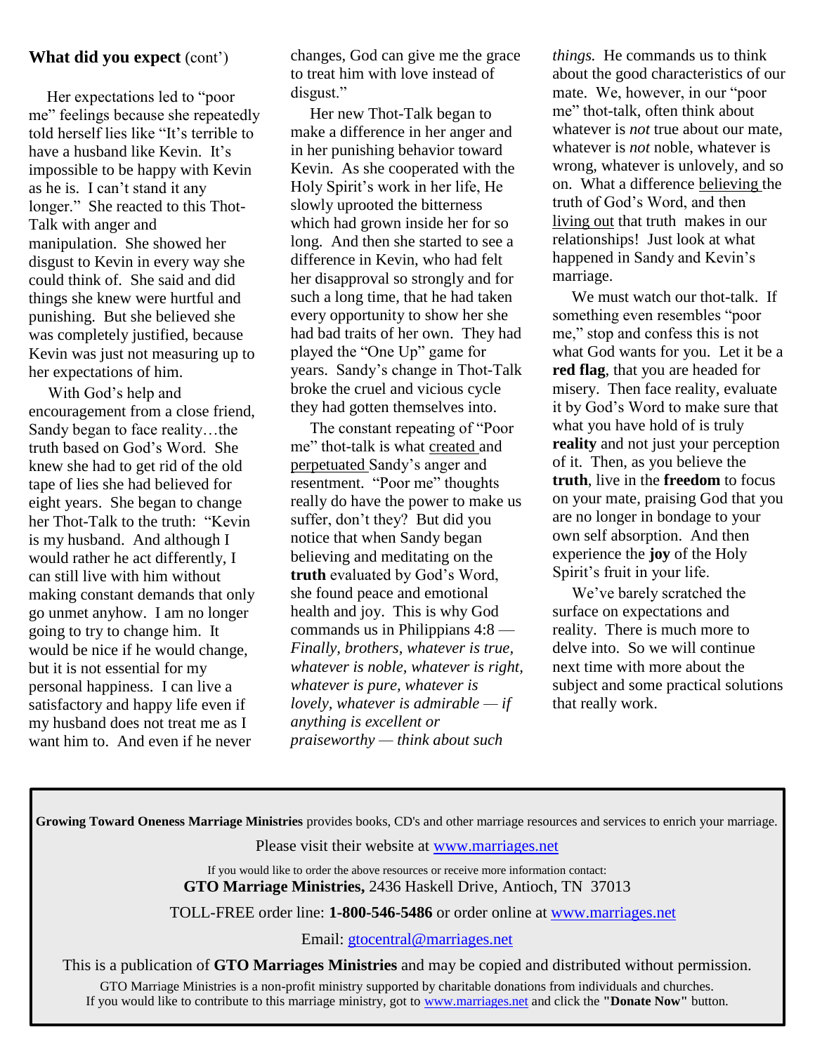## What did you expect (cont')

Her expectations led to "poor me" feelings because she repeatedly told herself lies like "It's terrible to have a husband like Kevin. It's impossible to be happy with Kevin as he is. I can't stand it any longer." She reacted to this Thot-Talk with anger and manipulation. She showed her disgust to Kevin in every way she could think of. She said and did things she knew were hurtful and punishing. But she believed she was completely justified, because Kevin was just not measuring up to her expectations of him.

With God's help and encouragement from a close friend, Sandy began to face reality…the truth based on God's Word. She knew she had to get rid of the old tape of lies she had believed for eight years. She began to change her Thot-Talk to the truth: "Kevin is my husband. And although I would rather he act differently, I can still live with him without making constant demands that only go unmet anyhow. I am no longer going to try to change him. It would be nice if he would change, but it is not essential for my personal happiness. I can live a satisfactory and happy life even if my husband does not treat me as I want him to. And even if he never changes, God can give me the grace to treat him with love instead of disgust."

Her new Thot-Talk began to make a difference in her anger and in her punishing behavior toward Kevin. As she cooperated with the Holy Spirit's work in her life, He slowly uprooted the bitterness which had grown inside her for so long. And then she started to see a difference in Kevin, who had felt her disapproval so strongly and for such a long time, that he had taken every opportunity to show her she had bad traits of her own. They had played the "One Up" game for years. Sandy's change in Thot-Talk broke the cruel and vicious cycle they had gotten themselves into.

The constant repeating of "Poor me" thot-talk is what created and perpetuated Sandy's anger and resentment. "Poor me" thoughts really do have the power to make us suffer, don't they? But did you notice that when Sandy began believing and meditating on the **truth** evaluated by God's Word, she found peace and emotional health and joy. This is why God commands us in Philippians 4:8 — *Finally, brothers, whatever is true, whatever is noble, whatever is right, whatever is pure, whatever is lovely, whatever is admirable — if anything is excellent or praiseworthy — think about such things.* He commands us to think about the good characteristics of our mate. We, however, in our "poor me" thot-talk, often think about whatever is *not* true about our mate, whatever is *not* noble, whatever is wrong, whatever is unlovely, and so on. What a difference believing the truth of God's Word, and then living out that truth makes in our relationships! Just look at what happened in Sandy and Kevin's marriage.

We must watch our thot-talk. If something even resembles "poor me," stop and confess this is not what God wants for you. Let it be a **red flag**, that you are headed for misery. Then face reality, evaluate it by God's Word to make sure that what you have hold of is truly **reality** and not just your perception of it. Then, as you believe the **truth**, live in the **freedom** to focus on your mate, praising God that you are no longer in bondage to your own self absorption. And then experience the **joy** of the Holy Spirit's fruit in your life.

We've barely scratched the surface on expectations and reality. There is much more to delve into. So we will continue next time with more about the subject and some practical solutions that really work.

---

**Growing Toward Oneness Marriage Ministries** provides books, CD's and other marriage resources and services to enrich your marriage.

Please visit their website at www.marriages.net

If you would like to order the above resources or receive more information contact:
**GTO Marriage Ministries,** 2436 Haskell Drive, Antioch, TN 37013

TOLL-FREE order line: **1-800-546-5486** or order online at www.marriages.net

Email: gtocentral@marriages.net

This is a publication of **GTO Marriages Ministries** and may be copied and distributed without permission.

GTO Marriage Ministries is a non-profit ministry supported by charitable donations from individuals and churches.
If you would like to contribute to this marriage ministry, got to www.marriages.net and click the **"Donate Now"** button.